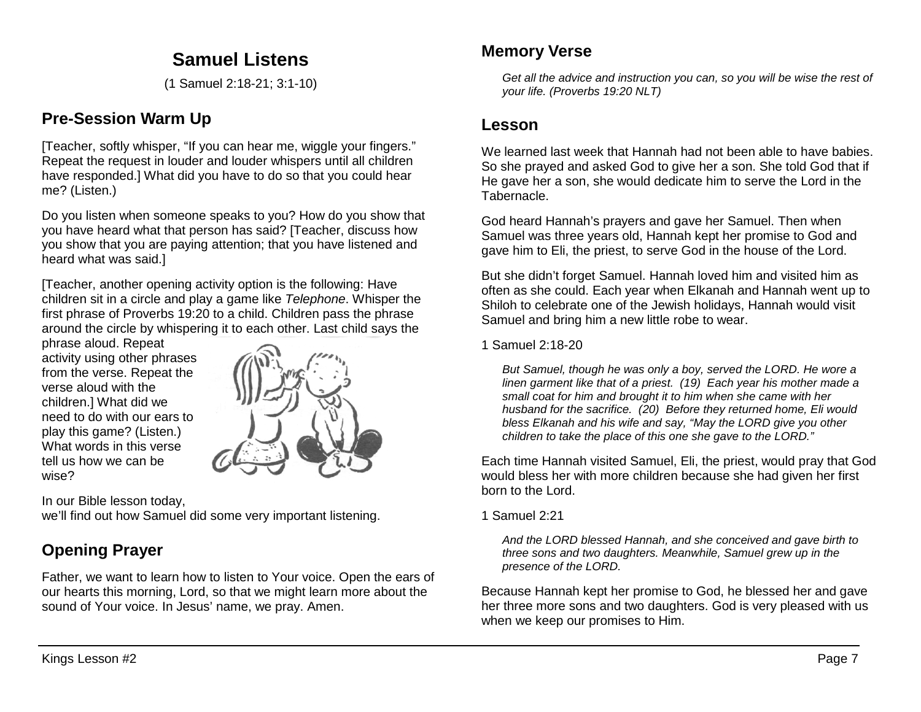# Samuel Listens

(1 Samuel 2:18-21; 3:1-10)

## Pre-Session Warm Up

[Teacher, softly whisper, "If you can hear me, wiggle your fingers." Repeat the request in louder and louder whispers until all children have responded.] What did you have to do so that you could hear me? (Listen.)

Do you listen when someone speaks to you? How do you show that you have heard what that person has said? [Teacher, discuss how you show that you are paying attention; that you have listened and heard what was said.]

[Teacher, another opening activity option is the following: Have children sit in a circle and play a game like *Telephone*. Whisper the first phrase of Proverbs 19:20 to a child. Children pass the phrase around the circle by whispering it to each other. Last child says the phrase aloud. Repeat activity using other phrases from the verse. Repeat the verse aloud with the children.] What did we need to do with our ears to play this game? (Listen.) What words in this verse tell us how we can be wise?

In our Bible lesson today, we'll find out how Samuel did some very important listening.

## Opening Prayer

Father, we want to learn how to listen to Your voice. Open the ears of our hearts this morning, Lord, so that we might learn more about the sound of Your voice. In Jesus' name, we pray. Amen.

## Memory Verse

*Get all the advice and instruction you can, so you will be wise the rest of your life. (Proverbs 19:20 NLT)*

## Lesson

We learned last week that Hannah had not been able to have babies. So she prayed and asked God to give her a son. She told God that if He gave her a son, she would dedicate him to serve the Lord in the Tabernacle.

God heard Hannah's prayers and gave her Samuel. Then when Samuel was three years old, Hannah kept her promise to God and gave him to Eli, the priest, to serve God in the house of the Lord.

But she didn't forget Samuel. Hannah loved him and visited him as often as she could. Each year when Elkanah and Hannah went up to Shiloh to celebrate one of the Jewish holidays, Hannah would visit Samuel and bring him a new little robe to wear.

1 Samuel 2:18-20

*But Samuel, though he was only a boy, served the LORD. He wore a linen garment like that of a priest. (19) Each year his mother made a small coat for him and brought it to him when she came with her husband for the sacrifice. (20) Before they returned home, Eli would bless Elkanah and his wife and say, "May the LORD give you other children to take the place of this one she gave to the LORD."*

Each time Hannah visited Samuel, Eli, the priest, would pray that God would bless her with more children because she had given her first born to the Lord.

1 Samuel 2:21

*And the LORD blessed Hannah, and she conceived and gave birth to three sons and two daughters. Meanwhile, Samuel grew up in the presence of the LORD.*

Because Hannah kept her promise to God, he blessed her and gave her three more sons and two daughters. God is very pleased with us when we keep our promises to Him.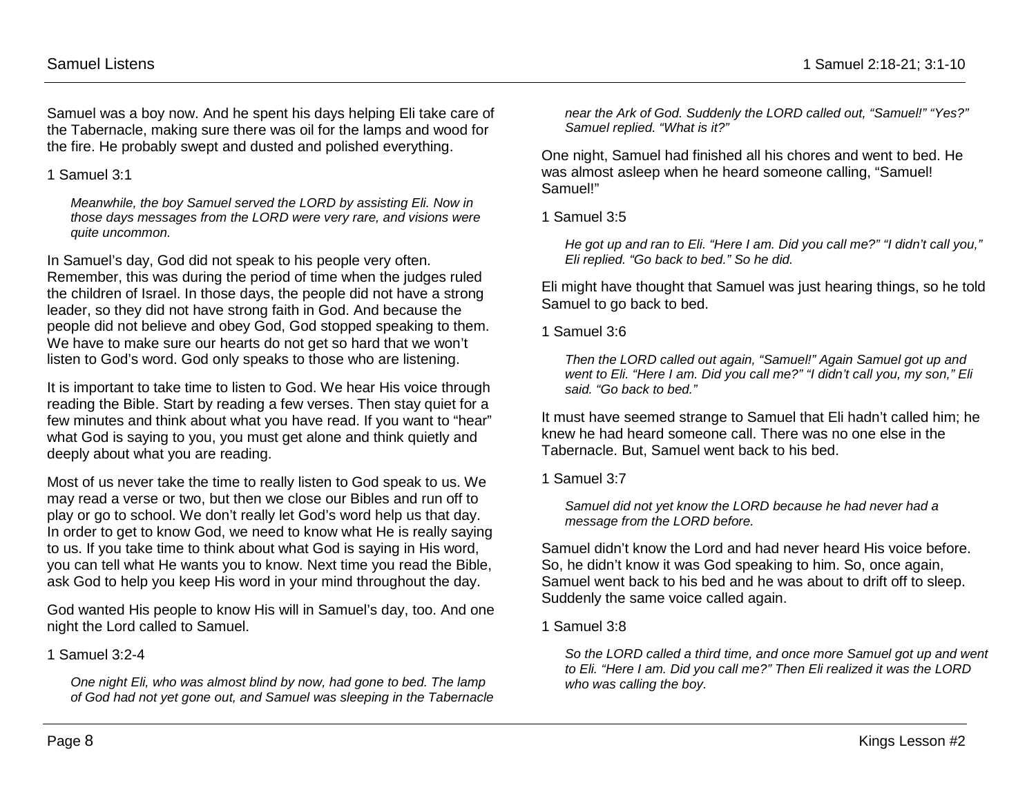Samuel was a boy now. And he spent his days helping Eli take care of the Tabernacle, making sure there was oil for the lamps and wood for the fire. He probably swept and dusted and polished everything.

1 Samuel 3:1

> *Meanwhile, the boy Samuel served the LORD by assisting Eli. Now in those days messages from the LORD were very rare, and visions were quite uncommon.*

In Samuel's day, God did not speak to his people very often. Remember, this was during the period of time when the judges ruled the children of Israel. In those days, the people did not have a strong leader, so they did not have strong faith in God. And because the people did not believe and obey God, God stopped speaking to them. We have to make sure our hearts do not get so hard that we won't listen to God's word. God only speaks to those who are listening.

It is important to take time to listen to God. We hear His voice through reading the Bible. Start by reading a few verses. Then stay quiet for a few minutes and think about what you have read. If you want to "hear" what God is saying to you, you must get alone and think quietly and deeply about what you are reading.

Most of us never take the time to really listen to God speak to us. We may read a verse or two, but then we close our Bibles and run off to play or go to school. We don't really let God's word help us that day. In order to get to know God, we need to know what He is really saying to us. If you take time to think about what God is saying in His word, you can tell what He wants you to know. Next time you read the Bible, ask God to help you keep His word in your mind throughout the day.

God wanted His people to know His will in Samuel's day, too. And one night the Lord called to Samuel.

1 Samuel 3:2-4

> *One night Eli, who was almost blind by now, had gone to bed. The lamp of God had not yet gone out, and Samuel was sleeping in the Tabernacle near the Ark of God. Suddenly the LORD called out, "Samuel!" "Yes?" Samuel replied. "What is it?"*

One night, Samuel had finished all his chores and went to bed. He was almost asleep when he heard someone calling, "Samuel! Samuel!"

1 Samuel 3:5

> *He got up and ran to Eli. "Here I am. Did you call me?" "I didn't call you," Eli replied. "Go back to bed." So he did.*

Eli might have thought that Samuel was just hearing things, so he told Samuel to go back to bed.

1 Samuel 3:6

> *Then the LORD called out again, "Samuel!" Again Samuel got up and went to Eli. "Here I am. Did you call me?" "I didn't call you, my son," Eli said. "Go back to bed."*

It must have seemed strange to Samuel that Eli hadn't called him; he knew he had heard someone call. There was no one else in the Tabernacle. But, Samuel went back to his bed.

1 Samuel 3:7

> *Samuel did not yet know the LORD because he had never had a message from the LORD before.*

Samuel didn't know the Lord and had never heard His voice before. So, he didn't know it was God speaking to him. So, once again, Samuel went back to his bed and he was about to drift off to sleep. Suddenly the same voice called again.

1 Samuel 3:8

> *So the LORD called a third time, and once more Samuel got up and went to Eli. "Here I am. Did you call me?" Then Eli realized it was the LORD who was calling the boy.*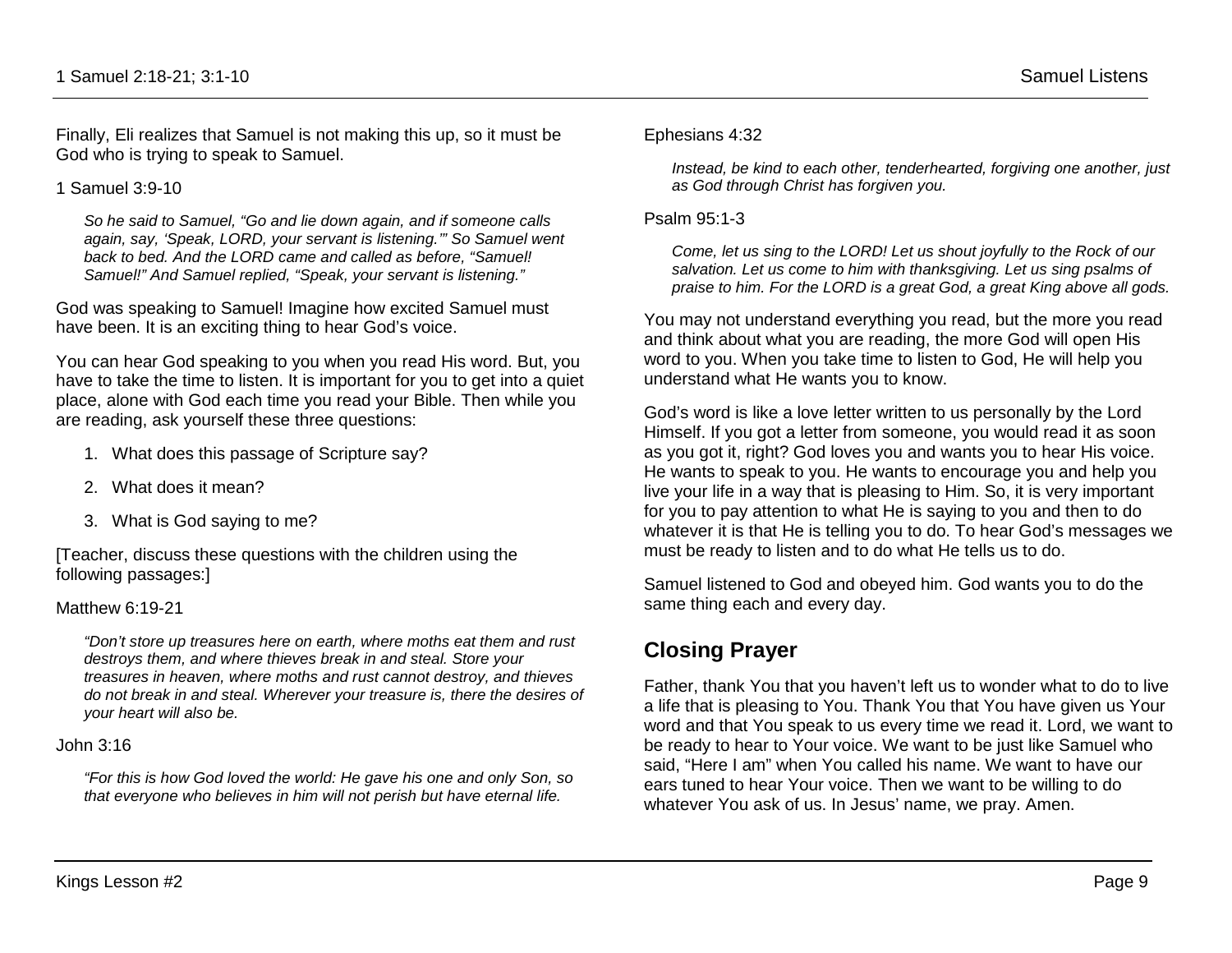Finally, Eli realizes that Samuel is not making this up, so it must be God who is trying to speak to Samuel.

1 Samuel 3:9-10

> *So he said to Samuel, "Go and lie down again, and if someone calls again, say, 'Speak, LORD, your servant is listening.'" So Samuel went back to bed. And the LORD came and called as before, "Samuel! Samuel!" And Samuel replied, "Speak, your servant is listening."*

God was speaking to Samuel! Imagine how excited Samuel must have been. It is an exciting thing to hear God's voice.

You can hear God speaking to you when you read His word. But, you have to take the time to listen. It is important for you to get into a quiet place, alone with God each time you read your Bible. Then while you are reading, ask yourself these three questions:

1. What does this passage of Scripture say?
2. What does it mean?
3. What is God saying to me?

[Teacher, discuss these questions with the children using the following passages:]

Matthew 6:19-21

> *"Don't store up treasures here on earth, where moths eat them and rust destroys them, and where thieves break in and steal. Store your treasures in heaven, where moths and rust cannot destroy, and thieves do not break in and steal. Wherever your treasure is, there the desires of your heart will also be.*

John 3:16

> *"For this is how God loved the world: He gave his one and only Son, so that everyone who believes in him will not perish but have eternal life.*

Ephesians 4:32

> *Instead, be kind to each other, tenderhearted, forgiving one another, just as God through Christ has forgiven you.*

Psalm 95:1-3

> *Come, let us sing to the LORD! Let us shout joyfully to the Rock of our salvation. Let us come to him with thanksgiving. Let us sing psalms of praise to him. For the LORD is a great God, a great King above all gods.*

You may not understand everything you read, but the more you read and think about what you are reading, the more God will open His word to you. When you take time to listen to God, He will help you understand what He wants you to know.

God's word is like a love letter written to us personally by the Lord Himself. If you got a letter from someone, you would read it as soon as you got it, right? God loves you and wants you to hear His voice. He wants to speak to you. He wants to encourage you and help you live your life in a way that is pleasing to Him. So, it is very important for you to pay attention to what He is saying to you and then to do whatever it is that He is telling you to do. To hear God's messages we must be ready to listen and to do what He tells us to do.

Samuel listened to God and obeyed him. God wants you to do the same thing each and every day.

## Closing Prayer

Father, thank You that you haven't left us to wonder what to do to live a life that is pleasing to You. Thank You that You have given us Your word and that You speak to us every time we read it. Lord, we want to be ready to hear to Your voice. We want to be just like Samuel who said, "Here I am" when You called his name. We want to have our ears tuned to hear Your voice. Then we want to be willing to do whatever You ask of us. In Jesus' name, we pray. Amen.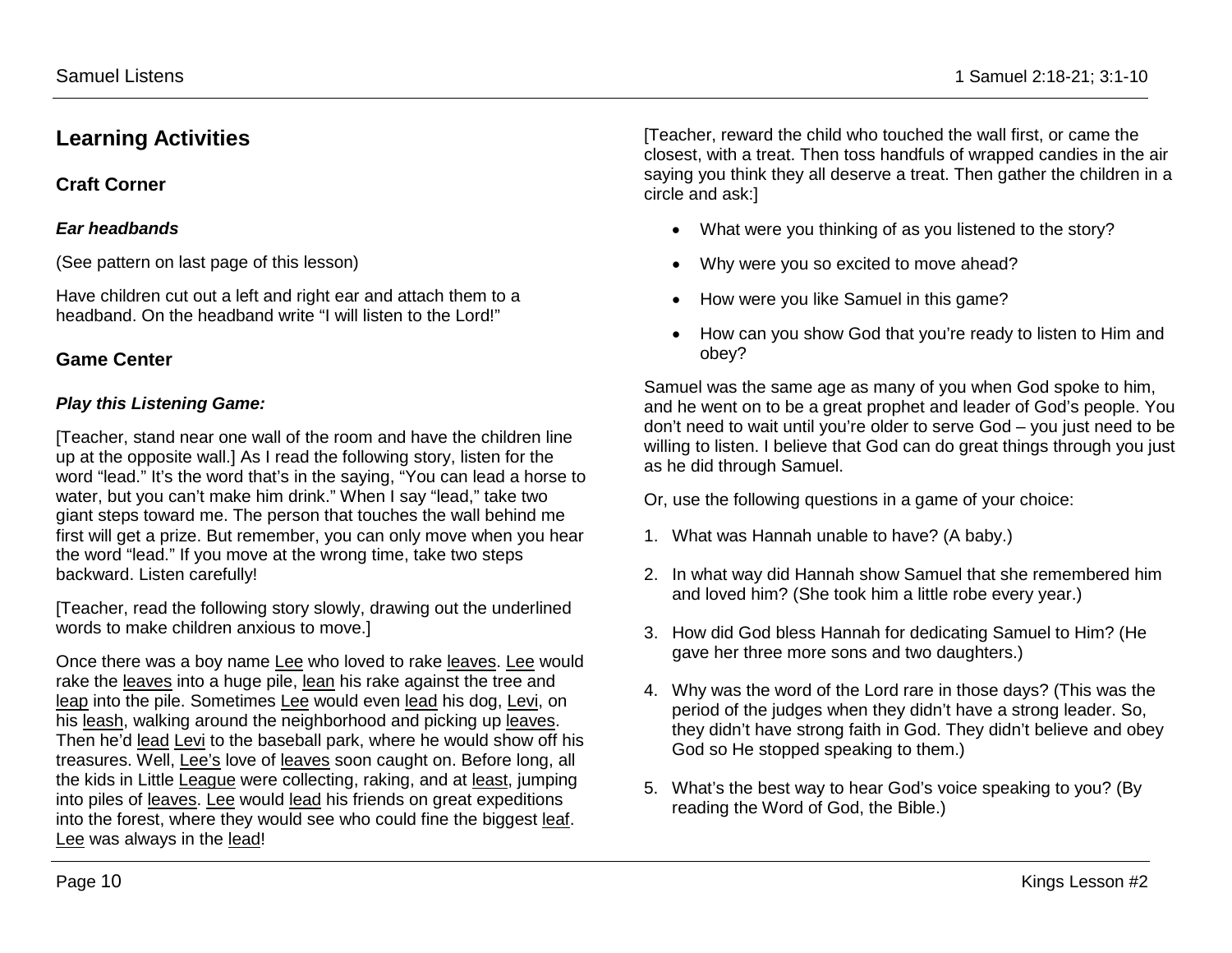## Learning Activities

### Craft Corner

#### *Ear headbands*

(See pattern on last page of this lesson)

Have children cut out a left and right ear and attach them to a headband. On the headband write "I will listen to the Lord!"

### Game Center

#### *Play this Listening Game:*

[Teacher, stand near one wall of the room and have the children line up at the opposite wall.] As I read the following story, listen for the word "lead." It's the word that's in the saying, "You can lead a horse to water, but you can't make him drink." When I say "lead," take two giant steps toward me. The person that touches the wall behind me first will get a prize. But remember, you can only move when you hear the word "lead." If you move at the wrong time, take two steps backward. Listen carefully!

[Teacher, read the following story slowly, drawing out the underlined words to make children anxious to move.]

Once there was a boy name <u>Lee</u> who loved to rake <u>leaves</u>. <u>Lee</u> would rake the <u>leaves</u> into a huge pile, <u>lean</u> his rake against the tree and <u>leap</u> into the pile. Sometimes <u>Lee</u> would even <u>lead</u> his dog, <u>Levi</u>, on his <u>leash</u>, walking around the neighborhood and picking up <u>leaves</u>. Then he'd <u>lead</u> <u>Levi</u> to the baseball park, where he would show off his treasures. Well, <u>Lee's</u> love of <u>leaves</u> soon caught on. Before long, all the kids in Little <u>League</u> were collecting, raking, and at <u>least</u>, jumping into piles of <u>leaves</u>. <u>Lee</u> would <u>lead</u> his friends on great expeditions into the forest, where they would see who could fine the biggest <u>leaf</u>. <u>Lee</u> was always in the <u>lead</u>!

[Teacher, reward the child who touched the wall first, or came the closest, with a treat. Then toss handfuls of wrapped candies in the air saying you think they all deserve a treat. Then gather the children in a circle and ask:]

- What were you thinking of as you listened to the story?
- Why were you so excited to move ahead?
- How were you like Samuel in this game?
- How can you show God that you're ready to listen to Him and obey?

Samuel was the same age as many of you when God spoke to him, and he went on to be a great prophet and leader of God's people. You don't need to wait until you're older to serve God – you just need to be willing to listen. I believe that God can do great things through you just as he did through Samuel.

Or, use the following questions in a game of your choice:

1. What was Hannah unable to have? (A baby.)
2. In what way did Hannah show Samuel that she remembered him and loved him? (She took him a little robe every year.)
3. How did God bless Hannah for dedicating Samuel to Him? (He gave her three more sons and two daughters.)
4. Why was the word of the Lord rare in those days? (This was the period of the judges when they didn't have a strong leader. So, they didn't have strong faith in God. They didn't believe and obey God so He stopped speaking to them.)
5. What's the best way to hear God's voice speaking to you? (By reading the Word of God, the Bible.)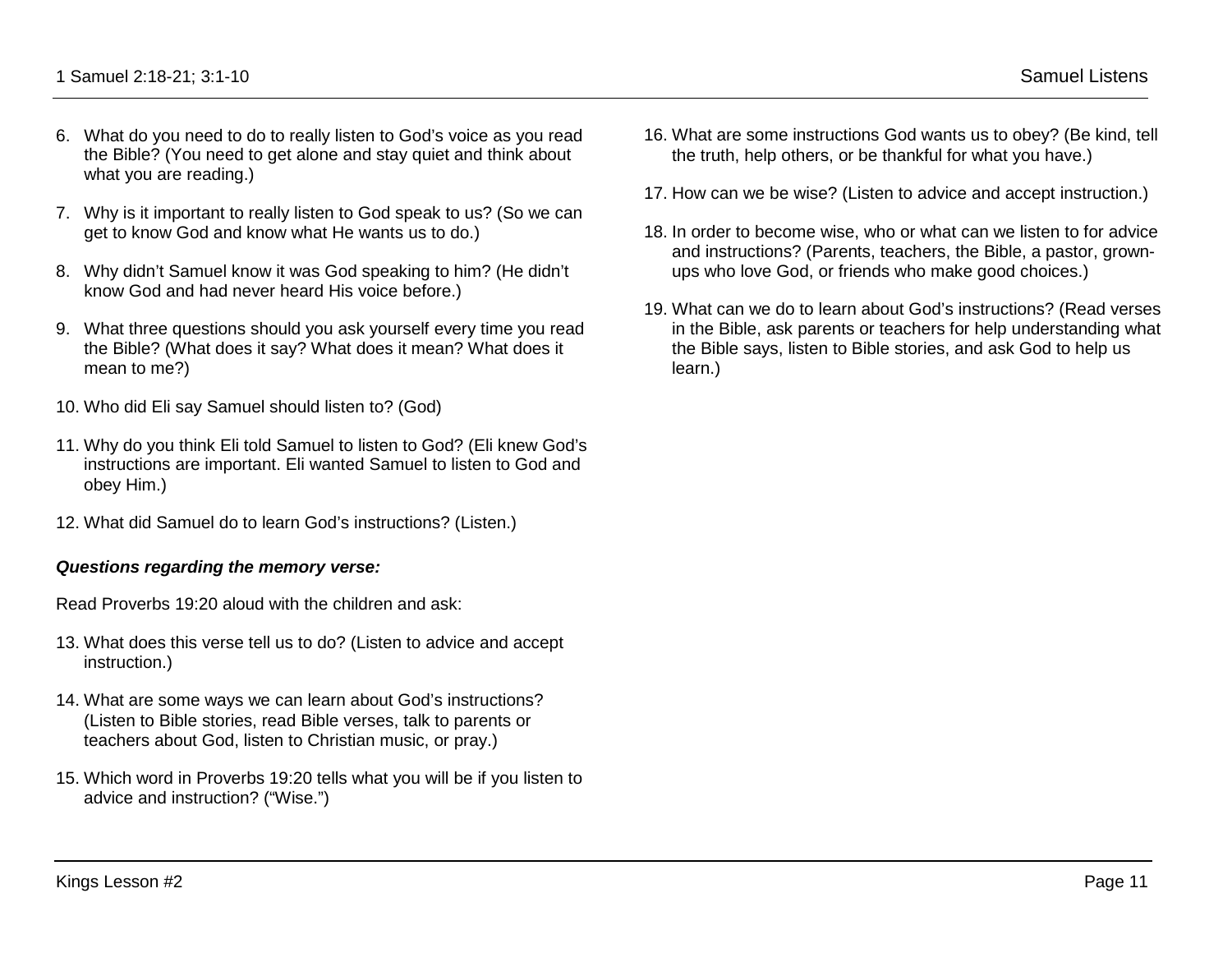6. What do you need to do to really listen to God's voice as you read the Bible? (You need to get alone and stay quiet and think about what you are reading.)

7. Why is it important to really listen to God speak to us? (So we can get to know God and know what He wants us to do.)

8. Why didn't Samuel know it was God speaking to him? (He didn't know God and had never heard His voice before.)

9. What three questions should you ask yourself every time you read the Bible? (What does it say? What does it mean? What does it mean to me?)

10. Who did Eli say Samuel should listen to? (God)

11. Why do you think Eli told Samuel to listen to God? (Eli knew God's instructions are important. Eli wanted Samuel to listen to God and obey Him.)

12. What did Samuel do to learn God's instructions? (Listen.)

***Questions regarding the memory verse:***

Read Proverbs 19:20 aloud with the children and ask:

13. What does this verse tell us to do? (Listen to advice and accept instruction.)

14. What are some ways we can learn about God's instructions? (Listen to Bible stories, read Bible verses, talk to parents or teachers about God, listen to Christian music, or pray.)

15. Which word in Proverbs 19:20 tells what you will be if you listen to advice and instruction? ("Wise.")

16. What are some instructions God wants us to obey? (Be kind, tell the truth, help others, or be thankful for what you have.)

17. How can we be wise? (Listen to advice and accept instruction.)

18. In order to become wise, who or what can we listen to for advice and instructions? (Parents, teachers, the Bible, a pastor, grown-ups who love God, or friends who make good choices.)

19. What can we do to learn about God's instructions? (Read verses in the Bible, ask parents or teachers for help understanding what the Bible says, listen to Bible stories, and ask God to help us learn.)